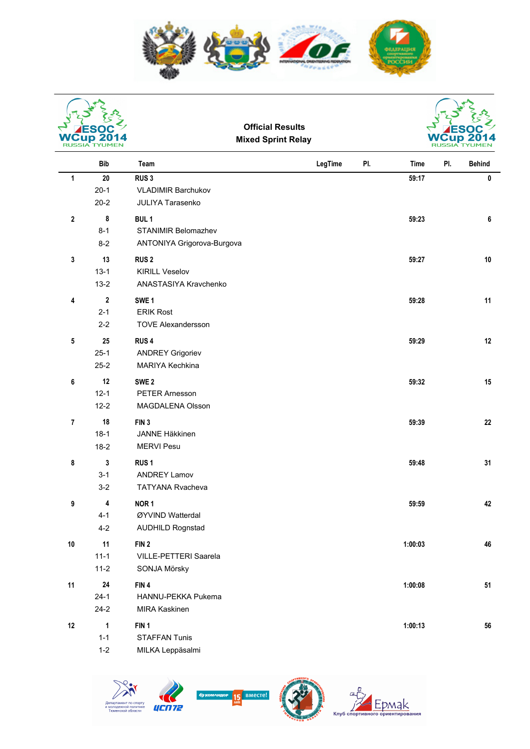**Official Results**
**Mixed Sprint Relay**

| | Bib | Team | LegTime | Pl. | Time | Pl. | Behind |
|---|---|---|---|---|---|---|---|
| 1 | 20 | RUS 3 | | | 59:17 | | 0 |
| | 20-1 | VLADIMIR Barchukov | | | | | |
| | 20-2 | JULIYA Tarasenko | | | | | |
| 2 | 8 | BUL 1 | | | 59:23 | | 6 |
| | 8-1 | STANIMIR Belomazhev | | | | | |
| | 8-2 | ANTONIYA Grigorova-Burgova | | | | | |
| 3 | 13 | RUS 2 | | | 59:27 | | 10 |
| | 13-1 | KIRILL Veselov | | | | | |
| | 13-2 | ANASTASIYA Kravchenko | | | | | |
| 4 | 2 | SWE 1 | | | 59:28 | | 11 |
| | 2-1 | ERIK Rost | | | | | |
| | 2-2 | TOVE Alexandersson | | | | | |
| 5 | 25 | RUS 4 | | | 59:29 | | 12 |
| | 25-1 | ANDREY Grigoriev | | | | | |
| | 25-2 | MARIYA Kechkina | | | | | |
| 6 | 12 | SWE 2 | | | 59:32 | | 15 |
| | 12-1 | PETER Arnesson | | | | | |
| | 12-2 | MAGDALENA Olsson | | | | | |
| 7 | 18 | FIN 3 | | | 59:39 | | 22 |
| | 18-1 | JANNE Häkkinen | | | | | |
| | 18-2 | MERVI Pesu | | | | | |
| 8 | 3 | RUS 1 | | | 59:48 | | 31 |
| | 3-1 | ANDREY Lamov | | | | | |
| | 3-2 | TATYANA Rvacheva | | | | | |
| 9 | 4 | NOR 1 | | | 59:59 | | 42 |
| | 4-1 | ØYVIND Watterdal | | | | | |
| | 4-2 | AUDHILD Rognstad | | | | | |
| 10 | 11 | FIN 2 | | | 1:00:03 | | 46 |
| | 11-1 | VILLE-PETTERI Saarela | | | | | |
| | 11-2 | SONJA Mörsky | | | | | |
| 11 | 24 | FIN 4 | | | 1:00:08 | | 51 |
| | 24-1 | HANNU-PEKKA Pukema | | | | | |
| | 24-2 | MIRA Kaskinen | | | | | |
| 12 | 1 | FIN 1 | | | 1:00:13 | | 56 |
| | 1-1 | STAFFAN Tunis | | | | | |
| | 1-2 | MILKA Leppäsalmi | | | | | |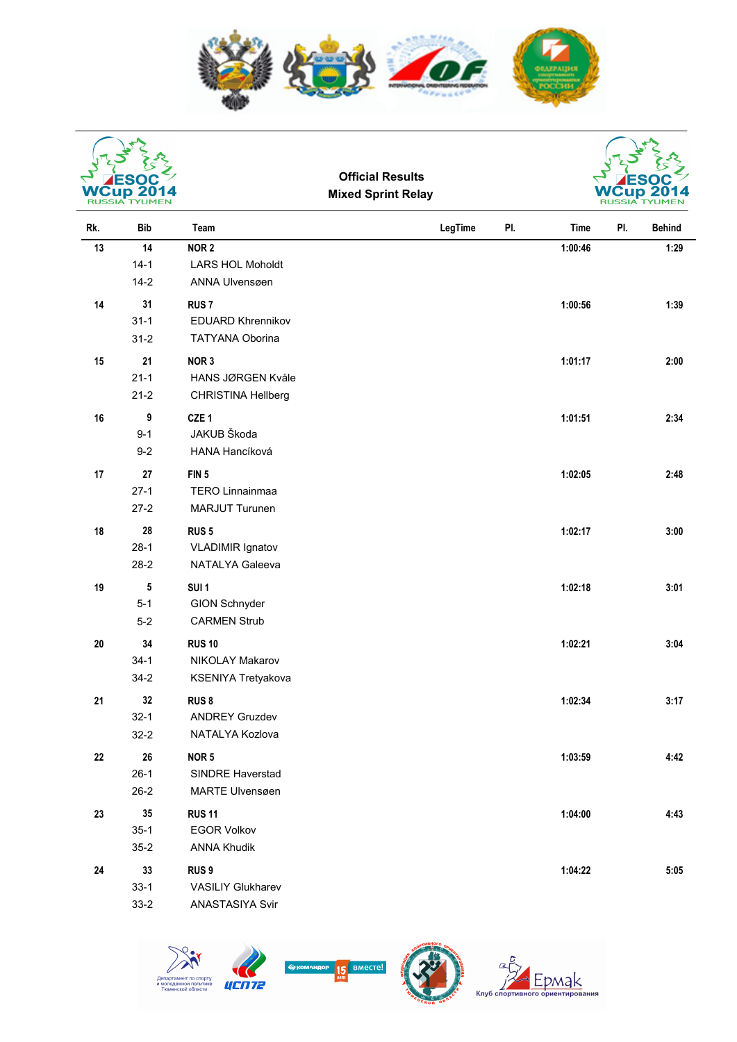**Official Results**
**Mixed Sprint Relay**

| Rk. | Bib | Team | LegTime | Pl. | Time | Pl. | Behind |
|---|---|---|---|---|---|---|---|
| 13 | 14 | NOR 2 | | | 1:00:46 | | 1:29 |
| | 14-1 | LARS HOL Moholdt | | | | | |
| | 14-2 | ANNA Ulvensøen | | | | | |
| 14 | 31 | RUS 7 | | | 1:00:56 | | 1:39 |
| | 31-1 | EDUARD Khrennikov | | | | | |
| | 31-2 | TATYANA Oborina | | | | | |
| 15 | 21 | NOR 3 | | | 1:01:17 | | 2:00 |
| | 21-1 | HANS JØRGEN Kvåle | | | | | |
| | 21-2 | CHRISTINA Hellberg | | | | | |
| 16 | 9 | CZE 1 | | | 1:01:51 | | 2:34 |
| | 9-1 | JAKUB Škoda | | | | | |
| | 9-2 | HANA Hancíková | | | | | |
| 17 | 27 | FIN 5 | | | 1:02:05 | | 2:48 |
| | 27-1 | TERO Linnainmaa | | | | | |
| | 27-2 | MARJUT Turunen | | | | | |
| 18 | 28 | RUS 5 | | | 1:02:17 | | 3:00 |
| | 28-1 | VLADIMIR Ignatov | | | | | |
| | 28-2 | NATALYA Galeeva | | | | | |
| 19 | 5 | SUI 1 | | | 1:02:18 | | 3:01 |
| | 5-1 | GION Schnyder | | | | | |
| | 5-2 | CARMEN Strub | | | | | |
| 20 | 34 | RUS 10 | | | 1:02:21 | | 3:04 |
| | 34-1 | NIKOLAY Makarov | | | | | |
| | 34-2 | KSENIYA Tretyakova | | | | | |
| 21 | 32 | RUS 8 | | | 1:02:34 | | 3:17 |
| | 32-1 | ANDREY Gruzdev | | | | | |
| | 32-2 | NATALYA Kozlova | | | | | |
| 22 | 26 | NOR 5 | | | 1:03:59 | | 4:42 |
| | 26-1 | SINDRE Haverstad | | | | | |
| | 26-2 | MARTE Ulvensøen | | | | | |
| 23 | 35 | RUS 11 | | | 1:04:00 | | 4:43 |
| | 35-1 | EGOR Volkov | | | | | |
| | 35-2 | ANNA Khudik | | | | | |
| 24 | 33 | RUS 9 | | | 1:04:22 | | 5:05 |
| | 33-1 | VASILIY Glukharev | | | | | |
| | 33-2 | ANASTASIYA Svir | | | | | |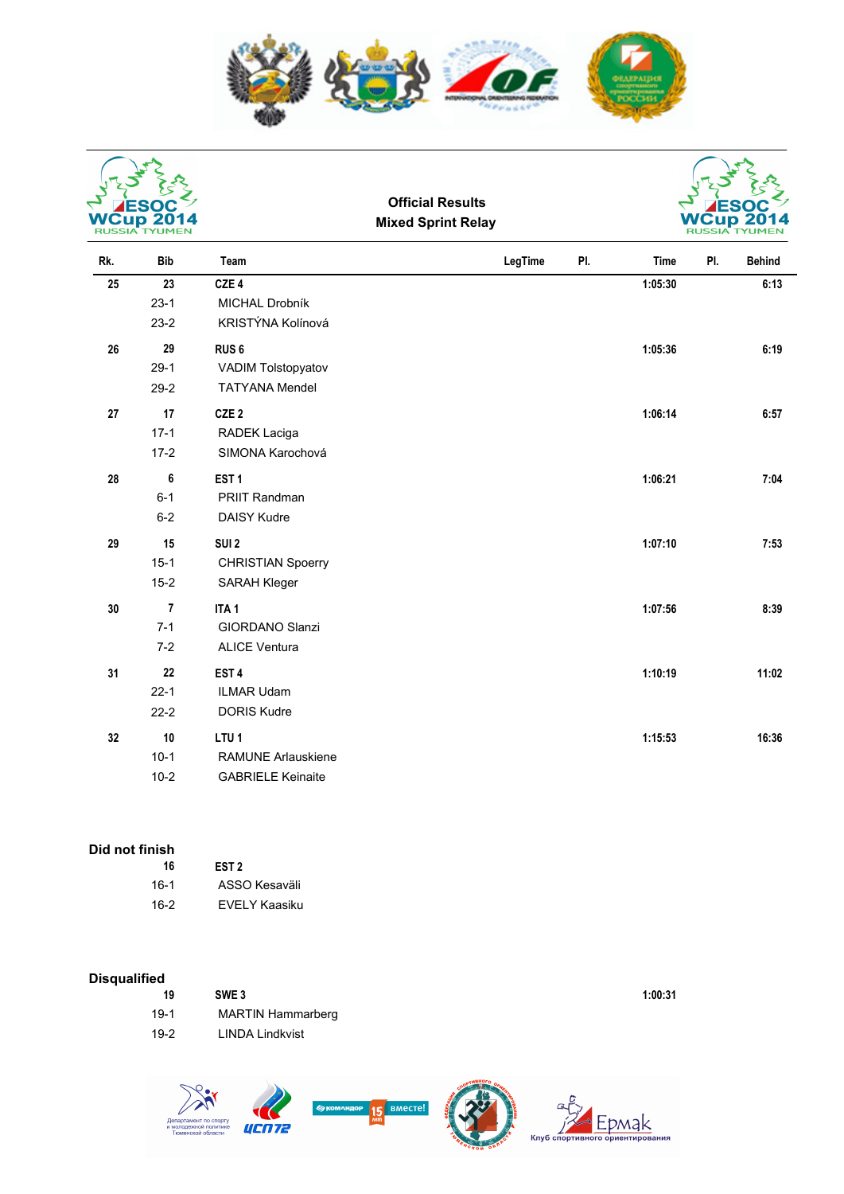## Official Results
## Mixed Sprint Relay

| Rk. | Bib | Team | LegTime | Pl. | Time | Pl. | Behind |
|---|---|---|---|---|---|---|---|
| 25 | 23 | CZE 4 | | | 1:05:30 | | 6:13 |
| | 23-1 | MICHAL Drobník | | | | | |
| | 23-2 | KRISTÝNA Kolínová | | | | | |
| 26 | 29 | RUS 6 | | | 1:05:36 | | 6:19 |
| | 29-1 | VADIM Tolstopyatov | | | | | |
| | 29-2 | TATYANA Mendel | | | | | |
| 27 | 17 | CZE 2 | | | 1:06:14 | | 6:57 |
| | 17-1 | RADEK Laciga | | | | | |
| | 17-2 | SIMONA Karochová | | | | | |
| 28 | 6 | EST 1 | | | 1:06:21 | | 7:04 |
| | 6-1 | PRIIT Randman | | | | | |
| | 6-2 | DAISY Kudre | | | | | |
| 29 | 15 | SUI 2 | | | 1:07:10 | | 7:53 |
| | 15-1 | CHRISTIAN Spoerry | | | | | |
| | 15-2 | SARAH Kleger | | | | | |
| 30 | 7 | ITA 1 | | | 1:07:56 | | 8:39 |
| | 7-1 | GIORDANO Slanzi | | | | | |
| | 7-2 | ALICE Ventura | | | | | |
| 31 | 22 | EST 4 | | | 1:10:19 | | 11:02 |
| | 22-1 | ILMAR Udam | | | | | |
| | 22-2 | DORIS Kudre | | | | | |
| 32 | 10 | LTU 1 | | | 1:15:53 | | 16:36 |
| | 10-1 | RAMUNE Arlauskiene | | | | | |
| | 10-2 | GABRIELE Keinaite | | | | | |

**Did not finish**

| Bib | Team |
|---|---|
| 16 | EST 2 |
| 16-1 | ASSO Kesaväli |
| 16-2 | EVELY Kaasiku |

**Disqualified**

| Bib | Team | Time |
|---|---|---|
| 19 | SWE 3 | 1:00:31 |
| 19-1 | MARTIN Hammarberg | |
| 19-2 | LINDA Lindkvist | |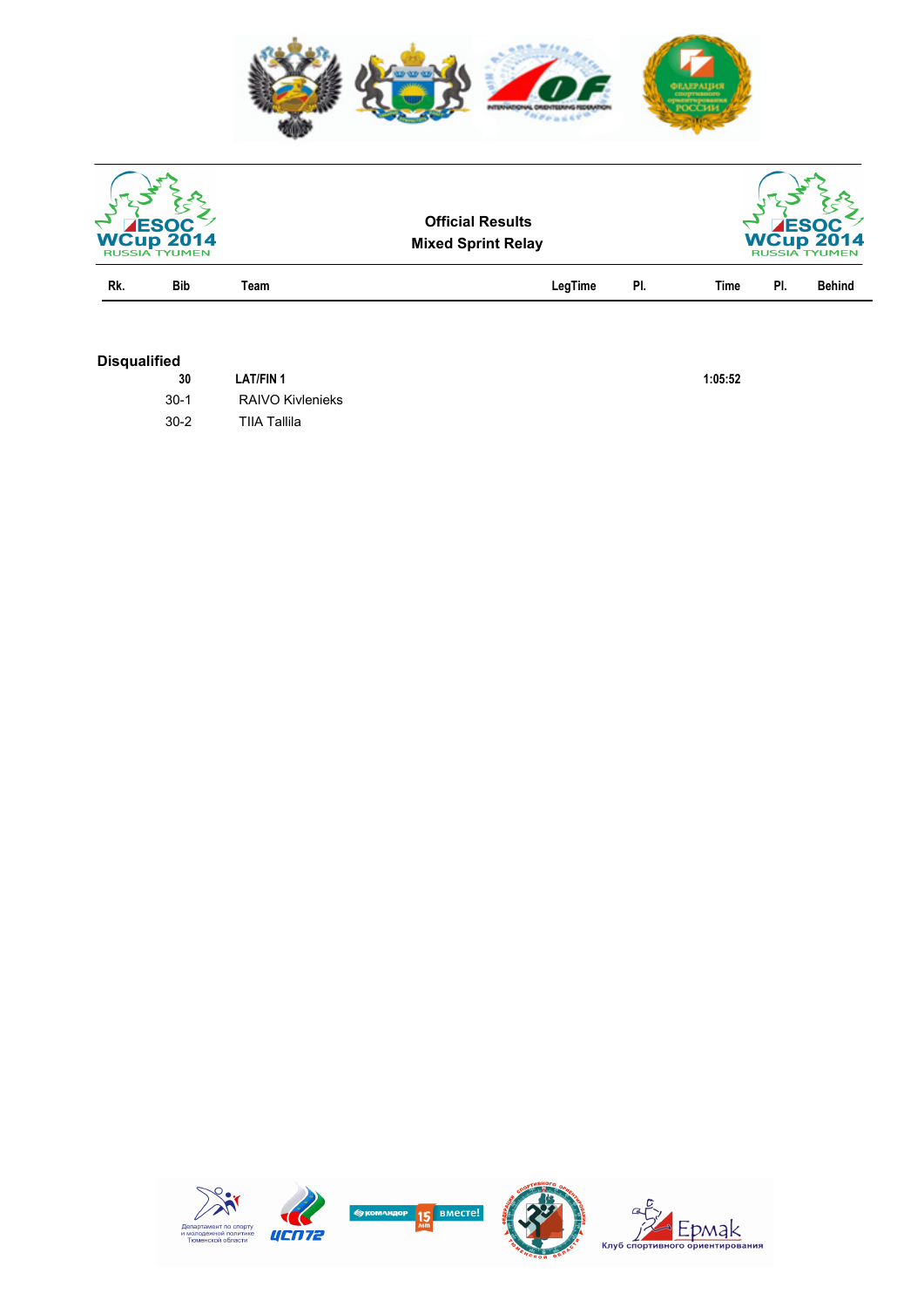**Official Results**
**Mixed Sprint Relay**

| Rk. | Bib | Team | LegTime | Pl. | Time | Pl. | Behind |
|---|---|---|---|---|---|---|---|
| **Disqualified** | | | | | | | |
| | **30** | **LAT/FIN 1** | | | **1:05:52** | | |
| | 30-1 | RAIVO Kivlenieks | | | | | |
| | 30-2 | TIIA Tallila | | | | | |